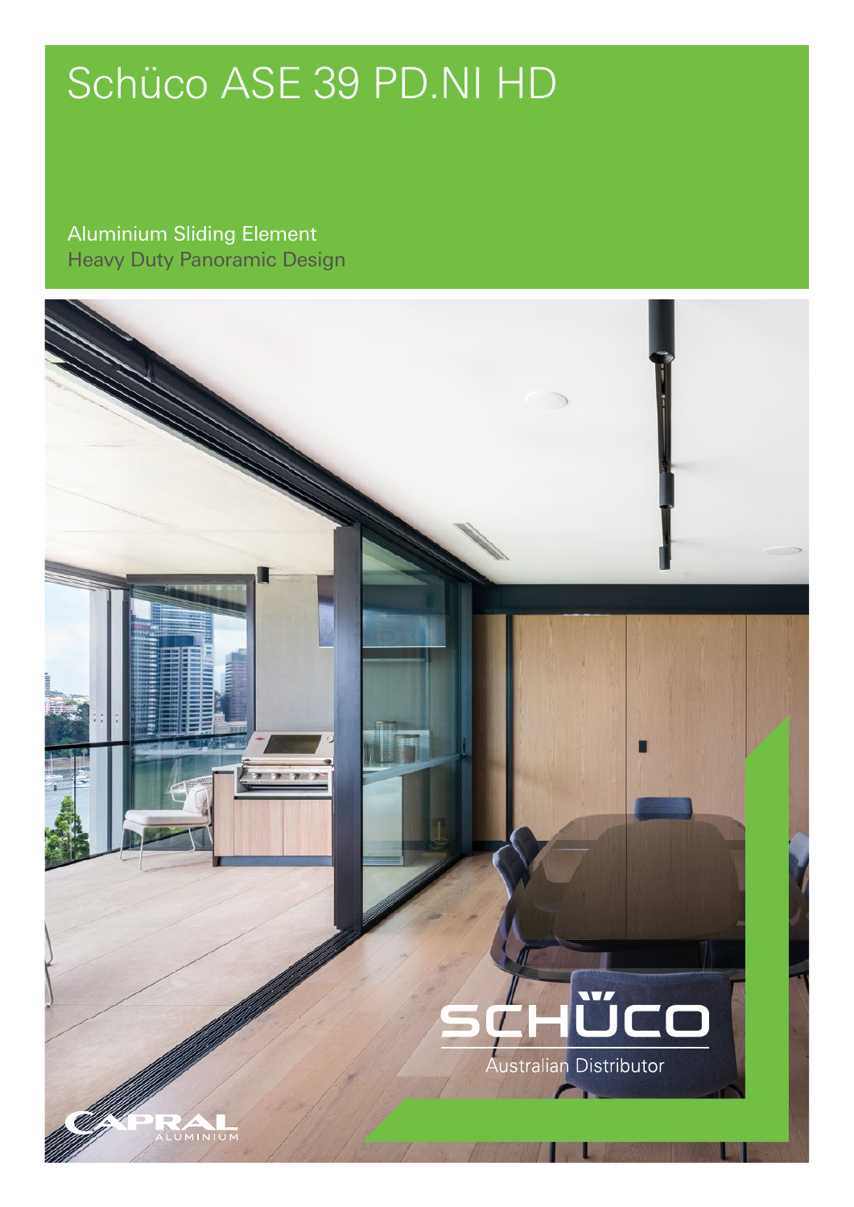# Schüco ASE 39 PD.NI HD

Aluminium Sliding Element
Heavy Duty Panoramic Design

SCHÜCO
Australian Distributor

CAPRAL
ALUMINIUM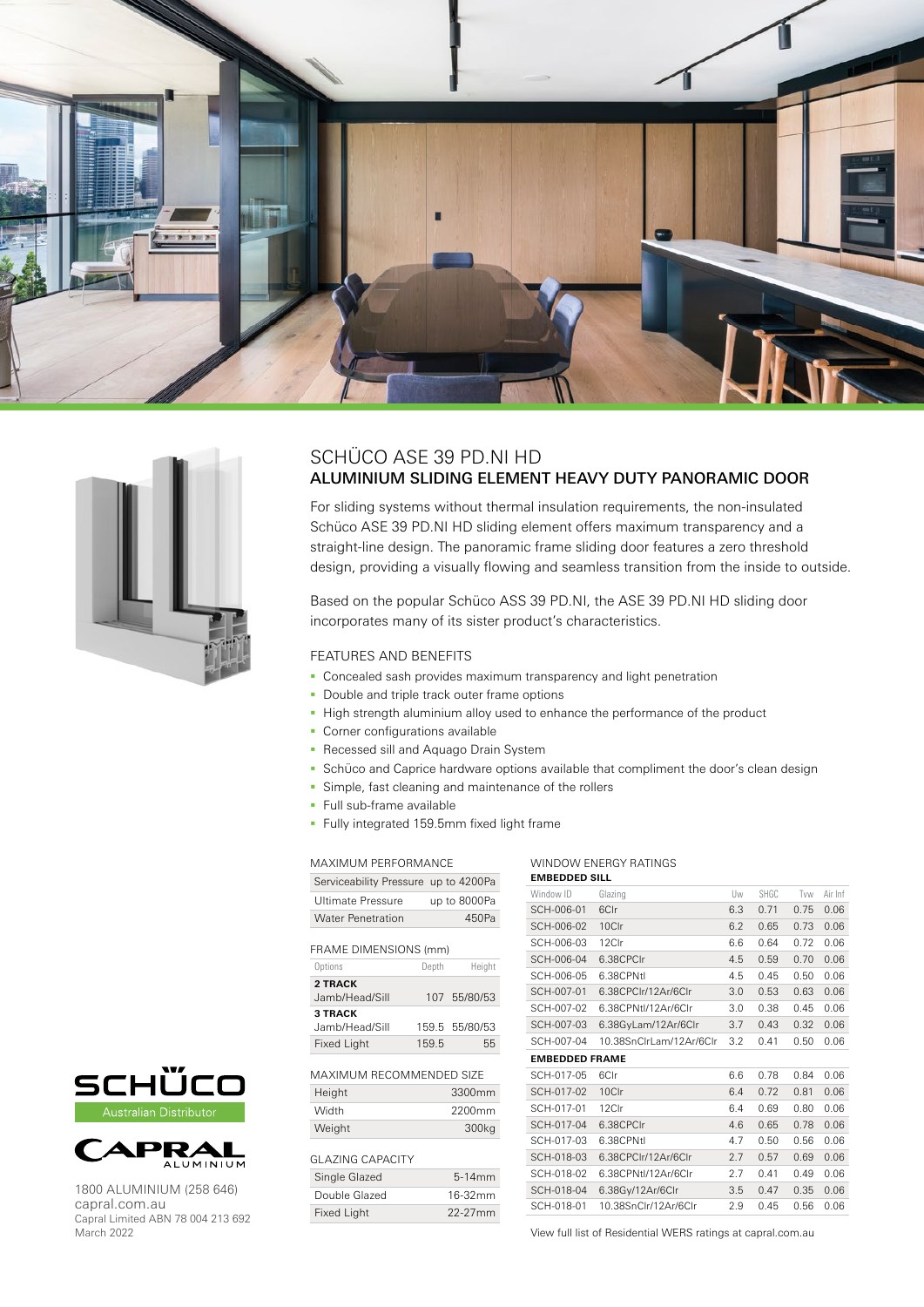# SCHÜCO ASE 39 PD.NI HD

## ALUMINIUM SLIDING ELEMENT HEAVY DUTY PANORAMIC DOOR

For sliding systems without thermal insulation requirements, the non-insulated Schüco ASE 39 PD.NI HD sliding element offers maximum transparency and a straight-line design. The panoramic frame sliding door features a zero threshold design, providing a visually flowing and seamless transition from the inside to outside.

Based on the popular Schüco ASS 39 PD.NI, the ASE 39 PD.NI HD sliding door incorporates many of its sister product's characteristics.

### FEATURES AND BENEFITS

- Concealed sash provides maximum transparency and light penetration
- Double and triple track outer frame options
- High strength aluminium alloy used to enhance the performance of the product
- Corner configurations available
- Recessed sill and Aquago Drain System
- Schüco and Caprice hardware options available that compliment the door's clean design
- Simple, fast cleaning and maintenance of the rollers
- Full sub-frame available
- Fully integrated 159.5mm fixed light frame

### MAXIMUM PERFORMANCE

| | |
|---|---|
| Serviceability Pressure | up to 4200Pa |
| Ultimate Pressure | up to 8000Pa |
| Water Penetration | 450Pa |

### FRAME DIMENSIONS (mm)

| Options | Depth | Height |
|---|---|---|
| **2 TRACK** | | |
| Jamb/Head/Sill | 107 | 55/80/53 |
| **3 TRACK** | | |
| Jamb/Head/Sill | 159.5 | 55/80/53 |
| Fixed Light | 159.5 | 55 |

### MAXIMUM RECOMMENDED SIZE

| | |
|---|---|
| Height | 3300mm |
| Width | 2200mm |
| Weight | 300kg |

### GLAZING CAPACITY

| | |
|---|---|
| Single Glazed | 5-14mm |
| Double Glazed | 16-32mm |
| Fixed Light | 22-27mm |

### WINDOW ENERGY RATINGS

| Window ID | Glazing | Uw | SHGC | Tvw | Air Inf |
|---|---|---|---|---|---|
| **EMBEDDED SILL** | | | | | |
| SCH-006-01 | 6Clr | 6.3 | 0.71 | 0.75 | 0.06 |
| SCH-006-02 | 10Clr | 6.2 | 0.65 | 0.73 | 0.06 |
| SCH-006-03 | 12Clr | 6.6 | 0.64 | 0.72 | 0.06 |
| SCH-006-04 | 6.38CPClr | 4.5 | 0.59 | 0.70 | 0.06 |
| SCH-006-05 | 6.38CPNtl | 4.5 | 0.45 | 0.50 | 0.06 |
| SCH-007-01 | 6.38CPClr/12Ar/6Clr | 3.0 | 0.53 | 0.63 | 0.06 |
| SCH-007-02 | 6.38CPNtl/12Ar/6Clr | 3.0 | 0.38 | 0.45 | 0.06 |
| SCH-007-03 | 6.38GyLam/12Ar/6Clr | 3.7 | 0.43 | 0.32 | 0.06 |
| SCH-007-04 | 10.38SnClrLam/12Ar/6Clr | 3.2 | 0.41 | 0.50 | 0.06 |
| **EMBEDDED FRAME** | | | | | |
| SCH-017-05 | 6Clr | 6.6 | 0.78 | 0.84 | 0.06 |
| SCH-017-02 | 10Clr | 6.4 | 0.72 | 0.81 | 0.06 |
| SCH-017-01 | 12Clr | 6.4 | 0.69 | 0.80 | 0.06 |
| SCH-017-04 | 6.38CPClr | 4.6 | 0.65 | 0.78 | 0.06 |
| SCH-017-03 | 6.38CPNtl | 4.7 | 0.50 | 0.56 | 0.06 |
| SCH-018-03 | 6.38CPClr/12Ar/6Clr | 2.7 | 0.57 | 0.69 | 0.06 |
| SCH-018-02 | 6.38CPNtl/12Ar/6Clr | 2.7 | 0.41 | 0.49 | 0.06 |
| SCH-018-04 | 6.38Gy/12Ar/6Clr | 3.5 | 0.47 | 0.35 | 0.06 |
| SCH-018-01 | 10.38SnClr/12Ar/6Clr | 2.9 | 0.45 | 0.56 | 0.06 |

View full list of Residential WERS ratings at capral.com.au

SCHÜCO Australian Distributor

CAPRAL ALUMINIUM

1800 ALUMINIUM (258 646)
capral.com.au
Capral Limited ABN 78 004 213 692
March 2022